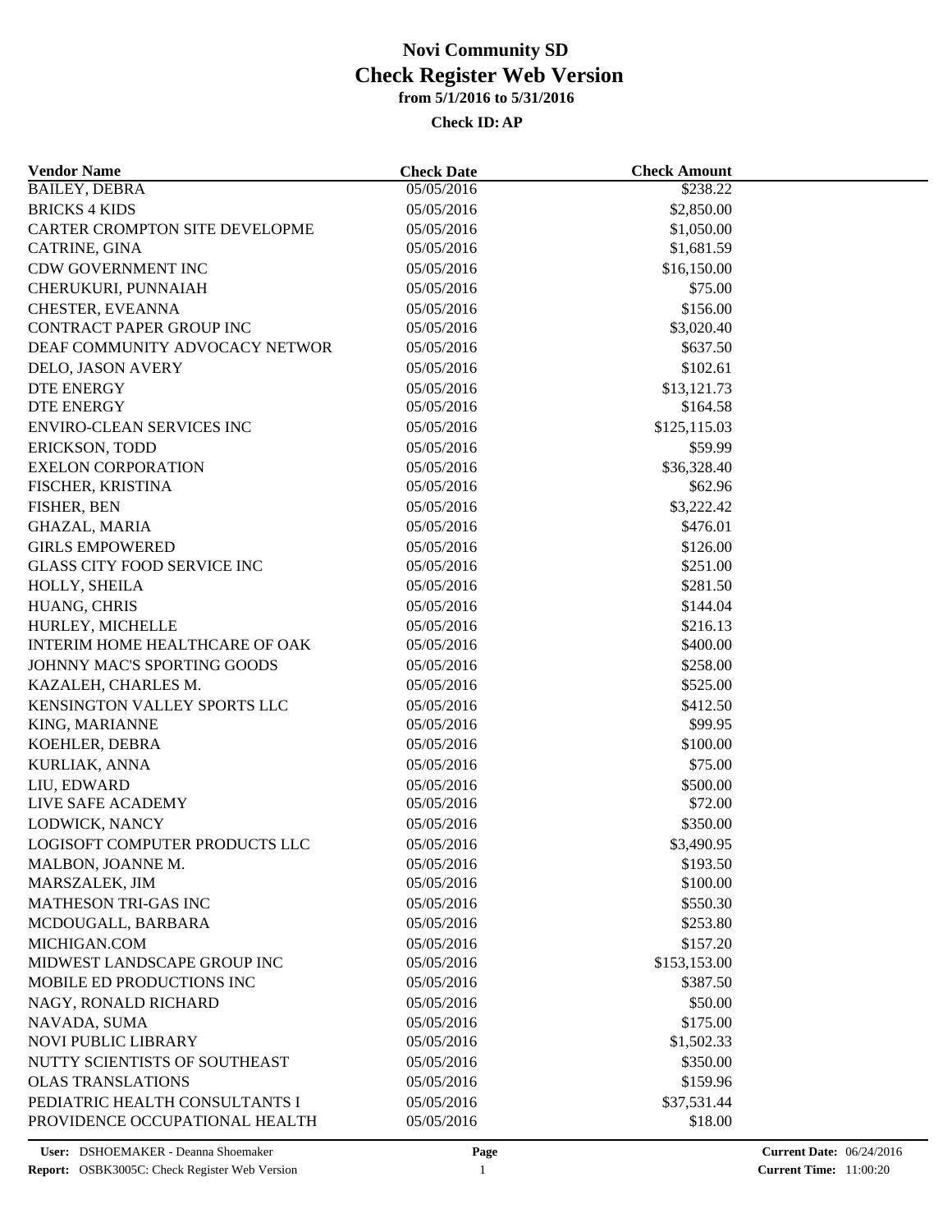# Novi Community SD
# Check Register Web Version
### from 5/1/2016 to 5/31/2016
### Check ID: AP

| Vendor Name | Check Date | Check Amount |
|---|---|---|
| BAILEY, DEBRA | 05/05/2016 | $238.22 |
| BRICKS 4 KIDS | 05/05/2016 | $2,850.00 |
| CARTER CROMPTON SITE DEVELOPME | 05/05/2016 | $1,050.00 |
| CATRINE, GINA | 05/05/2016 | $1,681.59 |
| CDW GOVERNMENT INC | 05/05/2016 | $16,150.00 |
| CHERUKURI, PUNNAIAH | 05/05/2016 | $75.00 |
| CHESTER, EVEANNA | 05/05/2016 | $156.00 |
| CONTRACT PAPER GROUP INC | 05/05/2016 | $3,020.40 |
| DEAF COMMUNITY ADVOCACY NETWOR | 05/05/2016 | $637.50 |
| DELO, JASON AVERY | 05/05/2016 | $102.61 |
| DTE ENERGY | 05/05/2016 | $13,121.73 |
| DTE ENERGY | 05/05/2016 | $164.58 |
| ENVIRO-CLEAN SERVICES INC | 05/05/2016 | $125,115.03 |
| ERICKSON, TODD | 05/05/2016 | $59.99 |
| EXELON CORPORATION | 05/05/2016 | $36,328.40 |
| FISCHER, KRISTINA | 05/05/2016 | $62.96 |
| FISHER, BEN | 05/05/2016 | $3,222.42 |
| GHAZAL, MARIA | 05/05/2016 | $476.01 |
| GIRLS EMPOWERED | 05/05/2016 | $126.00 |
| GLASS CITY FOOD SERVICE INC | 05/05/2016 | $251.00 |
| HOLLY, SHEILA | 05/05/2016 | $281.50 |
| HUANG, CHRIS | 05/05/2016 | $144.04 |
| HURLEY, MICHELLE | 05/05/2016 | $216.13 |
| INTERIM HOME HEALTHCARE OF OAK | 05/05/2016 | $400.00 |
| JOHNNY MAC'S SPORTING GOODS | 05/05/2016 | $258.00 |
| KAZALEH, CHARLES M. | 05/05/2016 | $525.00 |
| KENSINGTON VALLEY SPORTS LLC | 05/05/2016 | $412.50 |
| KING, MARIANNE | 05/05/2016 | $99.95 |
| KOEHLER, DEBRA | 05/05/2016 | $100.00 |
| KURLIAK, ANNA | 05/05/2016 | $75.00 |
| LIU, EDWARD | 05/05/2016 | $500.00 |
| LIVE SAFE ACADEMY | 05/05/2016 | $72.00 |
| LODWICK, NANCY | 05/05/2016 | $350.00 |
| LOGISOFT COMPUTER PRODUCTS LLC | 05/05/2016 | $3,490.95 |
| MALBON, JOANNE M. | 05/05/2016 | $193.50 |
| MARSZALEK, JIM | 05/05/2016 | $100.00 |
| MATHESON TRI-GAS INC | 05/05/2016 | $550.30 |
| MCDOUGALL, BARBARA | 05/05/2016 | $253.80 |
| MICHIGAN.COM | 05/05/2016 | $157.20 |
| MIDWEST LANDSCAPE GROUP INC | 05/05/2016 | $153,153.00 |
| MOBILE ED PRODUCTIONS INC | 05/05/2016 | $387.50 |
| NAGY, RONALD RICHARD | 05/05/2016 | $50.00 |
| NAVADA, SUMA | 05/05/2016 | $175.00 |
| NOVI PUBLIC LIBRARY | 05/05/2016 | $1,502.33 |
| NUTTY SCIENTISTS OF SOUTHEAST | 05/05/2016 | $350.00 |
| OLAS TRANSLATIONS | 05/05/2016 | $159.96 |
| PEDIATRIC HEALTH CONSULTANTS I | 05/05/2016 | $37,531.44 |
| PROVIDENCE OCCUPATIONAL HEALTH | 05/05/2016 | $18.00 |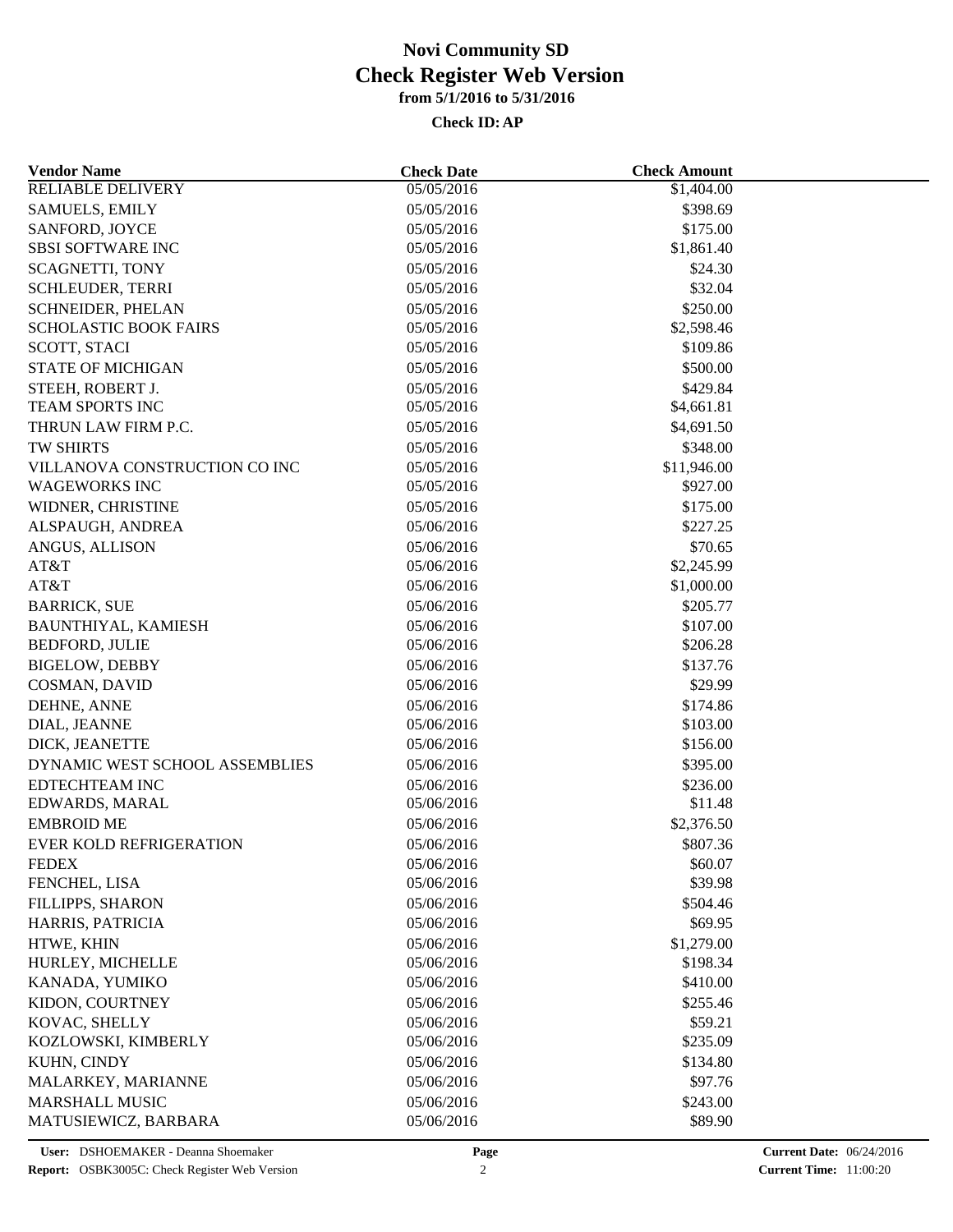# Novi Community SD
## Check Register Web Version
### from 5/1/2016 to 5/31/2016
**Check ID: AP**

| Vendor Name | Check Date | Check Amount |
|---|---|---|
| RELIABLE DELIVERY | 05/05/2016 | $1,404.00 |
| SAMUELS, EMILY | 05/05/2016 | $398.69 |
| SANFORD, JOYCE | 05/05/2016 | $175.00 |
| SBSI SOFTWARE INC | 05/05/2016 | $1,861.40 |
| SCAGNETTI, TONY | 05/05/2016 | $24.30 |
| SCHLEUDER, TERRI | 05/05/2016 | $32.04 |
| SCHNEIDER, PHELAN | 05/05/2016 | $250.00 |
| SCHOLASTIC BOOK FAIRS | 05/05/2016 | $2,598.46 |
| SCOTT, STACI | 05/05/2016 | $109.86 |
| STATE OF MICHIGAN | 05/05/2016 | $500.00 |
| STEEH, ROBERT J. | 05/05/2016 | $429.84 |
| TEAM SPORTS INC | 05/05/2016 | $4,661.81 |
| THRUN LAW FIRM P.C. | 05/05/2016 | $4,691.50 |
| TW SHIRTS | 05/05/2016 | $348.00 |
| VILLANOVA CONSTRUCTION CO INC | 05/05/2016 | $11,946.00 |
| WAGEWORKS INC | 05/05/2016 | $927.00 |
| WIDNER, CHRISTINE | 05/05/2016 | $175.00 |
| ALSPAUGH, ANDREA | 05/06/2016 | $227.25 |
| ANGUS, ALLISON | 05/06/2016 | $70.65 |
| AT&T | 05/06/2016 | $2,245.99 |
| AT&T | 05/06/2016 | $1,000.00 |
| BARRICK, SUE | 05/06/2016 | $205.77 |
| BAUNTHIYAL, KAMIESH | 05/06/2016 | $107.00 |
| BEDFORD, JULIE | 05/06/2016 | $206.28 |
| BIGELOW, DEBBY | 05/06/2016 | $137.76 |
| COSMAN, DAVID | 05/06/2016 | $29.99 |
| DEHNE, ANNE | 05/06/2016 | $174.86 |
| DIAL, JEANNE | 05/06/2016 | $103.00 |
| DICK, JEANETTE | 05/06/2016 | $156.00 |
| DYNAMIC WEST SCHOOL ASSEMBLIES | 05/06/2016 | $395.00 |
| EDTECHTEAM INC | 05/06/2016 | $236.00 |
| EDWARDS, MARAL | 05/06/2016 | $11.48 |
| EMBROID ME | 05/06/2016 | $2,376.50 |
| EVER KOLD REFRIGERATION | 05/06/2016 | $807.36 |
| FEDEX | 05/06/2016 | $60.07 |
| FENCHEL, LISA | 05/06/2016 | $39.98 |
| FILLIPPS, SHARON | 05/06/2016 | $504.46 |
| HARRIS, PATRICIA | 05/06/2016 | $69.95 |
| HTWE, KHIN | 05/06/2016 | $1,279.00 |
| HURLEY, MICHELLE | 05/06/2016 | $198.34 |
| KANADA, YUMIKO | 05/06/2016 | $410.00 |
| KIDON, COURTNEY | 05/06/2016 | $255.46 |
| KOVAC, SHELLY | 05/06/2016 | $59.21 |
| KOZLOWSKI, KIMBERLY | 05/06/2016 | $235.09 |
| KUHN, CINDY | 05/06/2016 | $134.80 |
| MALARKEY, MARIANNE | 05/06/2016 | $97.76 |
| MARSHALL MUSIC | 05/06/2016 | $243.00 |
| MATUSIEWICZ, BARBARA | 05/06/2016 | $89.90 |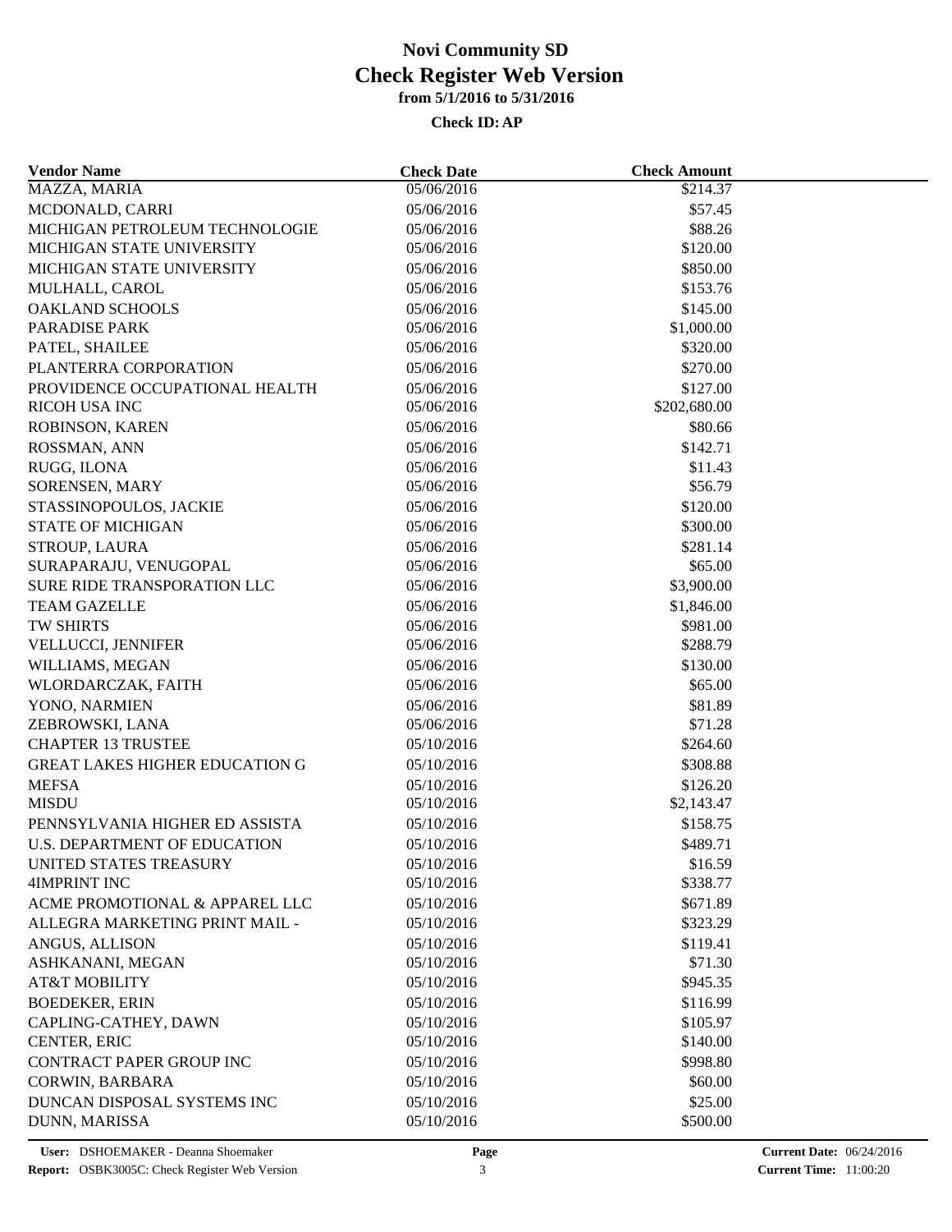# Novi Community SD
## Check Register Web Version
### from 5/1/2016 to 5/31/2016

**Check ID: AP**

| Vendor Name | Check Date | Check Amount |
|---|---|---|
| MAZZA, MARIA | 05/06/2016 | $214.37 |
| MCDONALD, CARRI | 05/06/2016 | $57.45 |
| MICHIGAN PETROLEUM TECHNOLOGIE | 05/06/2016 | $88.26 |
| MICHIGAN STATE UNIVERSITY | 05/06/2016 | $120.00 |
| MICHIGAN STATE UNIVERSITY | 05/06/2016 | $850.00 |
| MULHALL, CAROL | 05/06/2016 | $153.76 |
| OAKLAND SCHOOLS | 05/06/2016 | $145.00 |
| PARADISE PARK | 05/06/2016 | $1,000.00 |
| PATEL, SHAILEE | 05/06/2016 | $320.00 |
| PLANTERRA CORPORATION | 05/06/2016 | $270.00 |
| PROVIDENCE OCCUPATIONAL HEALTH | 05/06/2016 | $127.00 |
| RICOH USA INC | 05/06/2016 | $202,680.00 |
| ROBINSON, KAREN | 05/06/2016 | $80.66 |
| ROSSMAN, ANN | 05/06/2016 | $142.71 |
| RUGG, ILONA | 05/06/2016 | $11.43 |
| SORENSEN, MARY | 05/06/2016 | $56.79 |
| STASSINOPOULOS, JACKIE | 05/06/2016 | $120.00 |
| STATE OF MICHIGAN | 05/06/2016 | $300.00 |
| STROUP, LAURA | 05/06/2016 | $281.14 |
| SURAPARAJU, VENUGOPAL | 05/06/2016 | $65.00 |
| SURE RIDE TRANSPORATION LLC | 05/06/2016 | $3,900.00 |
| TEAM GAZELLE | 05/06/2016 | $1,846.00 |
| TW SHIRTS | 05/06/2016 | $981.00 |
| VELLUCCI, JENNIFER | 05/06/2016 | $288.79 |
| WILLIAMS, MEGAN | 05/06/2016 | $130.00 |
| WLORDARCZAK, FAITH | 05/06/2016 | $65.00 |
| YONO, NARMIEN | 05/06/2016 | $81.89 |
| ZEBROWSKI, LANA | 05/06/2016 | $71.28 |
| CHAPTER 13 TRUSTEE | 05/10/2016 | $264.60 |
| GREAT LAKES HIGHER EDUCATION G | 05/10/2016 | $308.88 |
| MEFSA | 05/10/2016 | $126.20 |
| MISDU | 05/10/2016 | $2,143.47 |
| PENNSYLVANIA HIGHER ED ASSISTA | 05/10/2016 | $158.75 |
| U.S. DEPARTMENT OF EDUCATION | 05/10/2016 | $489.71 |
| UNITED STATES TREASURY | 05/10/2016 | $16.59 |
| 4IMPRINT INC | 05/10/2016 | $338.77 |
| ACME PROMOTIONAL & APPAREL LLC | 05/10/2016 | $671.89 |
| ALLEGRA MARKETING PRINT MAIL - | 05/10/2016 | $323.29 |
| ANGUS, ALLISON | 05/10/2016 | $119.41 |
| ASHKANANI, MEGAN | 05/10/2016 | $71.30 |
| AT&T MOBILITY | 05/10/2016 | $945.35 |
| BOEDEKER, ERIN | 05/10/2016 | $116.99 |
| CAPLING-CATHEY, DAWN | 05/10/2016 | $105.97 |
| CENTER, ERIC | 05/10/2016 | $140.00 |
| CONTRACT PAPER GROUP INC | 05/10/2016 | $998.80 |
| CORWIN, BARBARA | 05/10/2016 | $60.00 |
| DUNCAN DISPOSAL SYSTEMS INC | 05/10/2016 | $25.00 |
| DUNN, MARISSA | 05/10/2016 | $500.00 |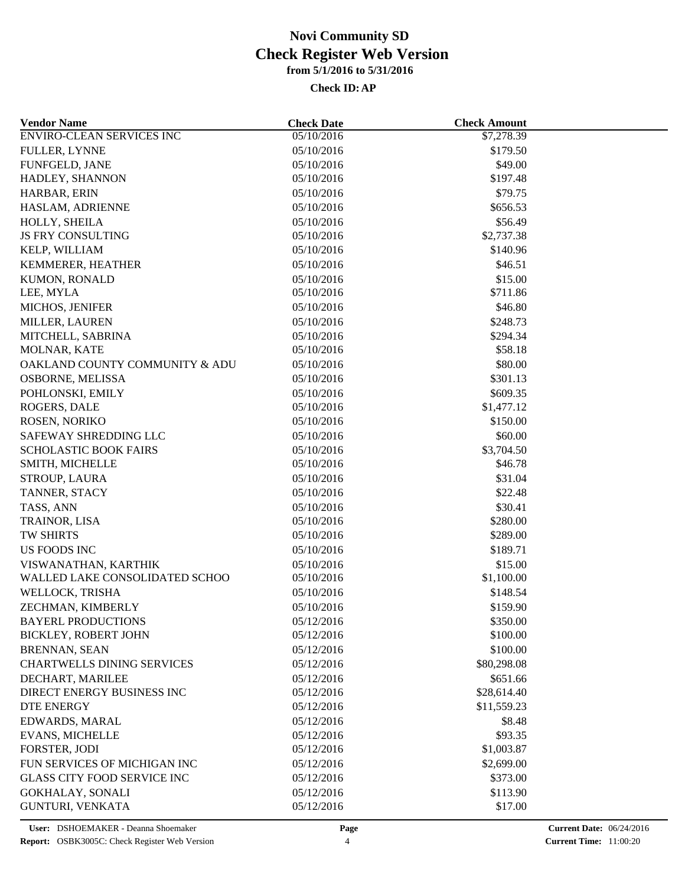# Novi Community SD
# Check Register Web Version
### from 5/1/2016 to 5/31/2016
### Check ID: AP

| Vendor Name | Check Date | Check Amount |
|---|---|---|
| ENVIRO-CLEAN SERVICES INC | 05/10/2016 | $7,278.39 |
| FULLER, LYNNE | 05/10/2016 | $179.50 |
| FUNFGELD, JANE | 05/10/2016 | $49.00 |
| HADLEY, SHANNON | 05/10/2016 | $197.48 |
| HARBAR, ERIN | 05/10/2016 | $79.75 |
| HASLAM, ADRIENNE | 05/10/2016 | $656.53 |
| HOLLY, SHEILA | 05/10/2016 | $56.49 |
| JS FRY CONSULTING | 05/10/2016 | $2,737.38 |
| KELP, WILLIAM | 05/10/2016 | $140.96 |
| KEMMERER, HEATHER | 05/10/2016 | $46.51 |
| KUMON, RONALD | 05/10/2016 | $15.00 |
| LEE, MYLA | 05/10/2016 | $711.86 |
| MICHOS, JENIFER | 05/10/2016 | $46.80 |
| MILLER, LAUREN | 05/10/2016 | $248.73 |
| MITCHELL, SABRINA | 05/10/2016 | $294.34 |
| MOLNAR, KATE | 05/10/2016 | $58.18 |
| OAKLAND COUNTY COMMUNITY & ADU | 05/10/2016 | $80.00 |
| OSBORNE, MELISSA | 05/10/2016 | $301.13 |
| POHLONSKI, EMILY | 05/10/2016 | $609.35 |
| ROGERS, DALE | 05/10/2016 | $1,477.12 |
| ROSEN, NORIKO | 05/10/2016 | $150.00 |
| SAFEWAY SHREDDING LLC | 05/10/2016 | $60.00 |
| SCHOLASTIC BOOK FAIRS | 05/10/2016 | $3,704.50 |
| SMITH, MICHELLE | 05/10/2016 | $46.78 |
| STROUP, LAURA | 05/10/2016 | $31.04 |
| TANNER, STACY | 05/10/2016 | $22.48 |
| TASS, ANN | 05/10/2016 | $30.41 |
| TRAINOR, LISA | 05/10/2016 | $280.00 |
| TW SHIRTS | 05/10/2016 | $289.00 |
| US FOODS INC | 05/10/2016 | $189.71 |
| VISWANATHAN, KARTHIK | 05/10/2016 | $15.00 |
| WALLED LAKE CONSOLIDATED SCHOO | 05/10/2016 | $1,100.00 |
| WELLOCK, TRISHA | 05/10/2016 | $148.54 |
| ZECHMAN, KIMBERLY | 05/10/2016 | $159.90 |
| BAYERL PRODUCTIONS | 05/12/2016 | $350.00 |
| BICKLEY, ROBERT JOHN | 05/12/2016 | $100.00 |
| BRENNAN, SEAN | 05/12/2016 | $100.00 |
| CHARTWELLS DINING SERVICES | 05/12/2016 | $80,298.08 |
| DECHART, MARILEE | 05/12/2016 | $651.66 |
| DIRECT ENERGY BUSINESS INC | 05/12/2016 | $28,614.40 |
| DTE ENERGY | 05/12/2016 | $11,559.23 |
| EDWARDS, MARAL | 05/12/2016 | $8.48 |
| EVANS, MICHELLE | 05/12/2016 | $93.35 |
| FORSTER, JODI | 05/12/2016 | $1,003.87 |
| FUN SERVICES OF MICHIGAN INC | 05/12/2016 | $2,699.00 |
| GLASS CITY FOOD SERVICE INC | 05/12/2016 | $373.00 |
| GOKHALAY, SONALI | 05/12/2016 | $113.90 |
| GUNTURI, VENKATA | 05/12/2016 | $17.00 |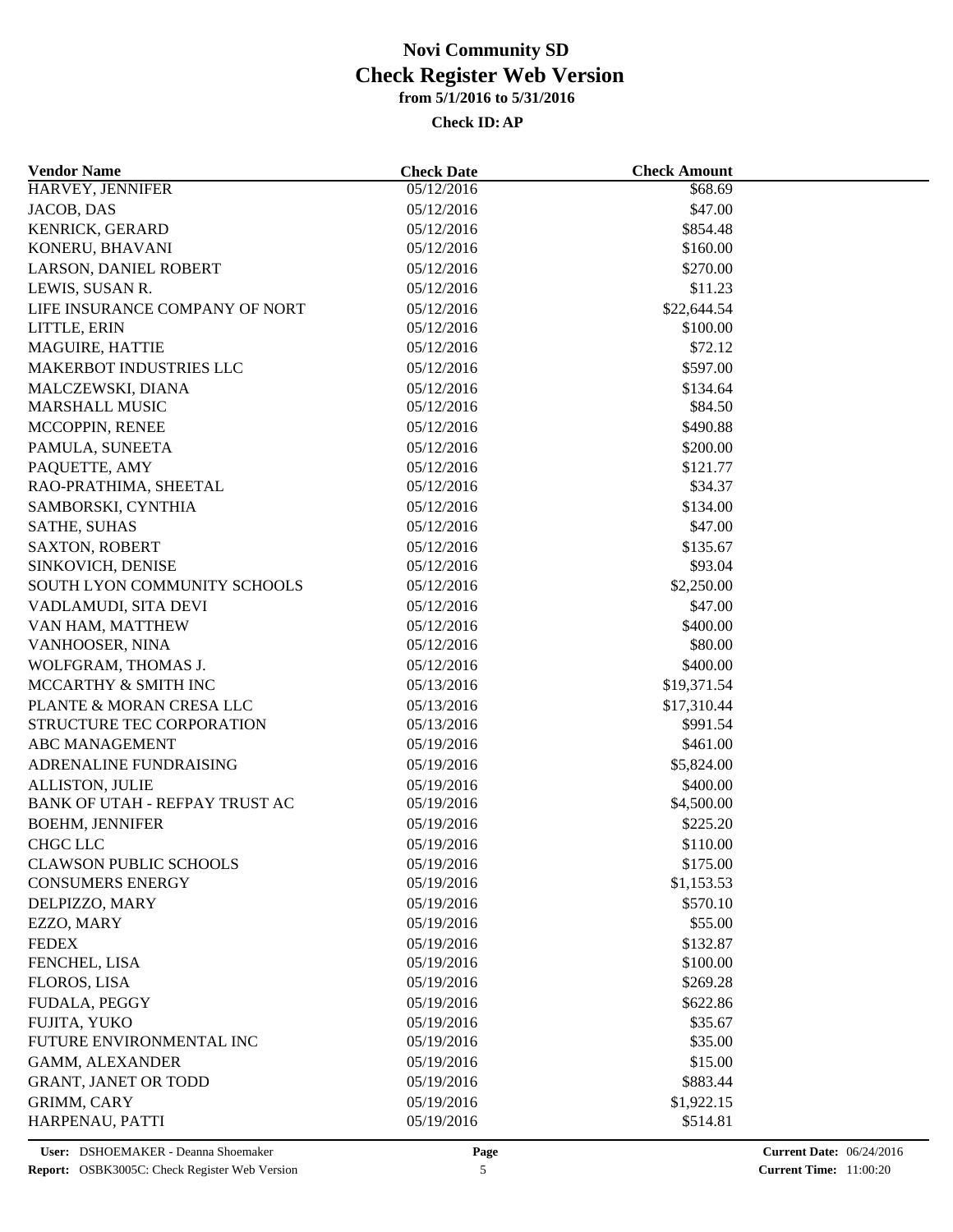# Novi Community SD
## Check Register Web Version
### from 5/1/2016 to 5/31/2016

**Check ID: AP**

| Vendor Name | Check Date | Check Amount |
|---|---|---|
| HARVEY, JENNIFER | 05/12/2016 | $68.69 |
| JACOB, DAS | 05/12/2016 | $47.00 |
| KENRICK, GERARD | 05/12/2016 | $854.48 |
| KONERU, BHAVANI | 05/12/2016 | $160.00 |
| LARSON, DANIEL ROBERT | 05/12/2016 | $270.00 |
| LEWIS, SUSAN R. | 05/12/2016 | $11.23 |
| LIFE INSURANCE COMPANY OF NORT | 05/12/2016 | $22,644.54 |
| LITTLE, ERIN | 05/12/2016 | $100.00 |
| MAGUIRE, HATTIE | 05/12/2016 | $72.12 |
| MAKERBOT INDUSTRIES LLC | 05/12/2016 | $597.00 |
| MALCZEWSKI, DIANA | 05/12/2016 | $134.64 |
| MARSHALL MUSIC | 05/12/2016 | $84.50 |
| MCCOPPIN, RENEE | 05/12/2016 | $490.88 |
| PAMULA, SUNEETA | 05/12/2016 | $200.00 |
| PAQUETTE, AMY | 05/12/2016 | $121.77 |
| RAO-PRATHIMA, SHEETAL | 05/12/2016 | $34.37 |
| SAMBORSKI, CYNTHIA | 05/12/2016 | $134.00 |
| SATHE, SUHAS | 05/12/2016 | $47.00 |
| SAXTON, ROBERT | 05/12/2016 | $135.67 |
| SINKOVICH, DENISE | 05/12/2016 | $93.04 |
| SOUTH LYON COMMUNITY SCHOOLS | 05/12/2016 | $2,250.00 |
| VADLAMUDI, SITA DEVI | 05/12/2016 | $47.00 |
| VAN HAM, MATTHEW | 05/12/2016 | $400.00 |
| VANHOOSER, NINA | 05/12/2016 | $80.00 |
| WOLFGRAM, THOMAS J. | 05/12/2016 | $400.00 |
| MCCARTHY & SMITH INC | 05/13/2016 | $19,371.54 |
| PLANTE & MORAN CRESA LLC | 05/13/2016 | $17,310.44 |
| STRUCTURE TEC CORPORATION | 05/13/2016 | $991.54 |
| ABC MANAGEMENT | 05/19/2016 | $461.00 |
| ADRENALINE FUNDRAISING | 05/19/2016 | $5,824.00 |
| ALLISTON, JULIE | 05/19/2016 | $400.00 |
| BANK OF UTAH - REFPAY TRUST AC | 05/19/2016 | $4,500.00 |
| BOEHM, JENNIFER | 05/19/2016 | $225.20 |
| CHGC LLC | 05/19/2016 | $110.00 |
| CLAWSON PUBLIC SCHOOLS | 05/19/2016 | $175.00 |
| CONSUMERS ENERGY | 05/19/2016 | $1,153.53 |
| DELPIZZO, MARY | 05/19/2016 | $570.10 |
| EZZO, MARY | 05/19/2016 | $55.00 |
| FEDEX | 05/19/2016 | $132.87 |
| FENCHEL, LISA | 05/19/2016 | $100.00 |
| FLOROS, LISA | 05/19/2016 | $269.28 |
| FUDALA, PEGGY | 05/19/2016 | $622.86 |
| FUJITA, YUKO | 05/19/2016 | $35.67 |
| FUTURE ENVIRONMENTAL INC | 05/19/2016 | $35.00 |
| GAMM, ALEXANDER | 05/19/2016 | $15.00 |
| GRANT, JANET OR TODD | 05/19/2016 | $883.44 |
| GRIMM, CARY | 05/19/2016 | $1,922.15 |
| HARPENAU, PATTI | 05/19/2016 | $514.81 |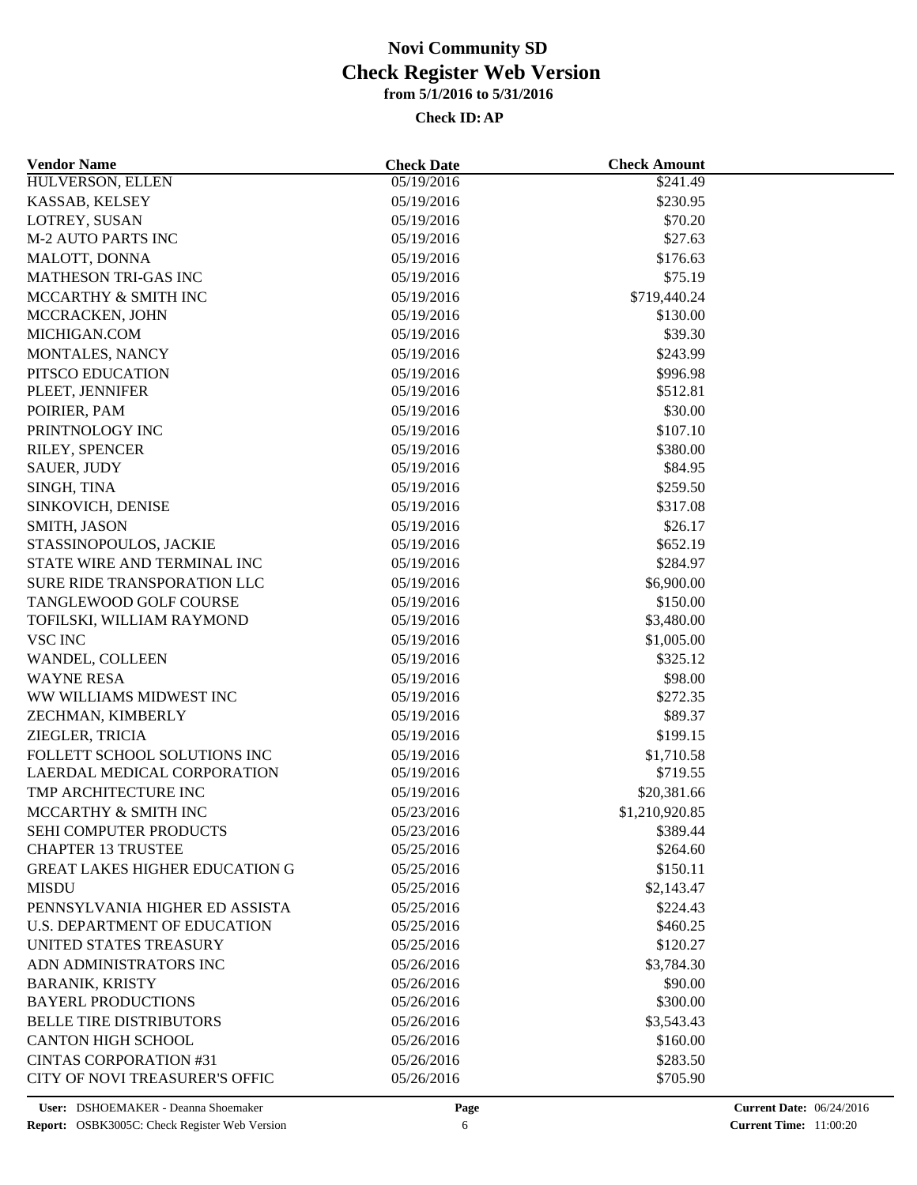# Novi Community SD
# Check Register Web Version
**from 5/1/2016 to 5/31/2016**

**Check ID: AP**

| Vendor Name | Check Date | Check Amount |
|---|---|---|
| HULVERSON, ELLEN | 05/19/2016 | $241.49 |
| KASSAB, KELSEY | 05/19/2016 | $230.95 |
| LOTREY, SUSAN | 05/19/2016 | $70.20 |
| M-2 AUTO PARTS INC | 05/19/2016 | $27.63 |
| MALOTT, DONNA | 05/19/2016 | $176.63 |
| MATHESON TRI-GAS INC | 05/19/2016 | $75.19 |
| MCCARTHY & SMITH INC | 05/19/2016 | $719,440.24 |
| MCCRACKEN, JOHN | 05/19/2016 | $130.00 |
| MICHIGAN.COM | 05/19/2016 | $39.30 |
| MONTALES, NANCY | 05/19/2016 | $243.99 |
| PITSCO EDUCATION | 05/19/2016 | $996.98 |
| PLEET, JENNIFER | 05/19/2016 | $512.81 |
| POIRIER, PAM | 05/19/2016 | $30.00 |
| PRINTNOLOGY INC | 05/19/2016 | $107.10 |
| RILEY, SPENCER | 05/19/2016 | $380.00 |
| SAUER, JUDY | 05/19/2016 | $84.95 |
| SINGH, TINA | 05/19/2016 | $259.50 |
| SINKOVICH, DENISE | 05/19/2016 | $317.08 |
| SMITH, JASON | 05/19/2016 | $26.17 |
| STASSINOPOULOS, JACKIE | 05/19/2016 | $652.19 |
| STATE WIRE AND TERMINAL INC | 05/19/2016 | $284.97 |
| SURE RIDE TRANSPORATION LLC | 05/19/2016 | $6,900.00 |
| TANGLEWOOD GOLF COURSE | 05/19/2016 | $150.00 |
| TOFILSKI, WILLIAM RAYMOND | 05/19/2016 | $3,480.00 |
| VSC INC | 05/19/2016 | $1,005.00 |
| WANDEL, COLLEEN | 05/19/2016 | $325.12 |
| WAYNE RESA | 05/19/2016 | $98.00 |
| WW WILLIAMS MIDWEST INC | 05/19/2016 | $272.35 |
| ZECHMAN, KIMBERLY | 05/19/2016 | $89.37 |
| ZIEGLER, TRICIA | 05/19/2016 | $199.15 |
| FOLLETT SCHOOL SOLUTIONS INC | 05/19/2016 | $1,710.58 |
| LAERDAL MEDICAL CORPORATION | 05/19/2016 | $719.55 |
| TMP ARCHITECTURE INC | 05/19/2016 | $20,381.66 |
| MCCARTHY & SMITH INC | 05/23/2016 | $1,210,920.85 |
| SEHI COMPUTER PRODUCTS | 05/23/2016 | $389.44 |
| CHAPTER 13 TRUSTEE | 05/25/2016 | $264.60 |
| GREAT LAKES HIGHER EDUCATION G | 05/25/2016 | $150.11 |
| MISDU | 05/25/2016 | $2,143.47 |
| PENNSYLVANIA HIGHER ED ASSISTA | 05/25/2016 | $224.43 |
| U.S. DEPARTMENT OF EDUCATION | 05/25/2016 | $460.25 |
| UNITED STATES TREASURY | 05/25/2016 | $120.27 |
| ADN ADMINISTRATORS INC | 05/26/2016 | $3,784.30 |
| BARANIK, KRISTY | 05/26/2016 | $90.00 |
| BAYERL PRODUCTIONS | 05/26/2016 | $300.00 |
| BELLE TIRE DISTRIBUTORS | 05/26/2016 | $3,543.43 |
| CANTON HIGH SCHOOL | 05/26/2016 | $160.00 |
| CINTAS CORPORATION #31 | 05/26/2016 | $283.50 |
| CITY OF NOVI TREASURER'S OFFIC | 05/26/2016 | $705.90 |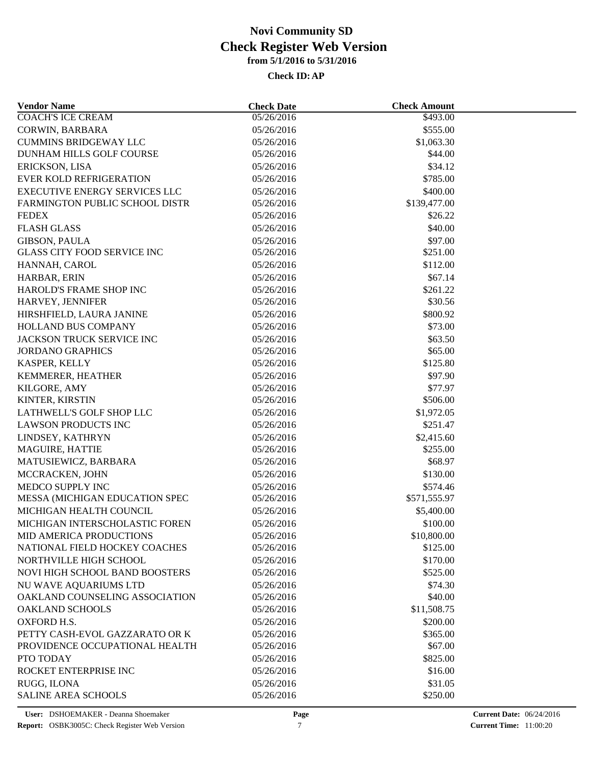# Novi Community SD
## Check Register Web Version
### from 5/1/2016 to 5/31/2016

**Check ID: AP**

| Vendor Name | Check Date | Check Amount |
|---|---|---|
| COACH'S ICE CREAM | 05/26/2016 | $493.00 |
| CORWIN, BARBARA | 05/26/2016 | $555.00 |
| CUMMINS BRIDGEWAY LLC | 05/26/2016 | $1,063.30 |
| DUNHAM HILLS GOLF COURSE | 05/26/2016 | $44.00 |
| ERICKSON, LISA | 05/26/2016 | $34.12 |
| EVER KOLD REFRIGERATION | 05/26/2016 | $785.00 |
| EXECUTIVE ENERGY SERVICES LLC | 05/26/2016 | $400.00 |
| FARMINGTON PUBLIC SCHOOL DISTR | 05/26/2016 | $139,477.00 |
| FEDEX | 05/26/2016 | $26.22 |
| FLASH GLASS | 05/26/2016 | $40.00 |
| GIBSON, PAULA | 05/26/2016 | $97.00 |
| GLASS CITY FOOD SERVICE INC | 05/26/2016 | $251.00 |
| HANNAH, CAROL | 05/26/2016 | $112.00 |
| HARBAR, ERIN | 05/26/2016 | $67.14 |
| HAROLD'S FRAME SHOP INC | 05/26/2016 | $261.22 |
| HARVEY, JENNIFER | 05/26/2016 | $30.56 |
| HIRSHFIELD, LAURA JANINE | 05/26/2016 | $800.92 |
| HOLLAND BUS COMPANY | 05/26/2016 | $73.00 |
| JACKSON TRUCK SERVICE INC | 05/26/2016 | $63.50 |
| JORDANO GRAPHICS | 05/26/2016 | $65.00 |
| KASPER, KELLY | 05/26/2016 | $125.80 |
| KEMMERER, HEATHER | 05/26/2016 | $97.90 |
| KILGORE, AMY | 05/26/2016 | $77.97 |
| KINTER, KIRSTIN | 05/26/2016 | $506.00 |
| LATHWELL'S GOLF SHOP LLC | 05/26/2016 | $1,972.05 |
| LAWSON PRODUCTS INC | 05/26/2016 | $251.47 |
| LINDSEY, KATHRYN | 05/26/2016 | $2,415.60 |
| MAGUIRE, HATTIE | 05/26/2016 | $255.00 |
| MATUSIEWICZ, BARBARA | 05/26/2016 | $68.97 |
| MCCRACKEN, JOHN | 05/26/2016 | $130.00 |
| MEDCO SUPPLY INC | 05/26/2016 | $574.46 |
| MESSA (MICHIGAN EDUCATION SPEC | 05/26/2016 | $571,555.97 |
| MICHIGAN HEALTH COUNCIL | 05/26/2016 | $5,400.00 |
| MICHIGAN INTERSCHOLASTIC FOREN | 05/26/2016 | $100.00 |
| MID AMERICA PRODUCTIONS | 05/26/2016 | $10,800.00 |
| NATIONAL FIELD HOCKEY COACHES | 05/26/2016 | $125.00 |
| NORTHVILLE HIGH SCHOOL | 05/26/2016 | $170.00 |
| NOVI HIGH SCHOOL BAND BOOSTERS | 05/26/2016 | $525.00 |
| NU WAVE AQUARIUMS LTD | 05/26/2016 | $74.30 |
| OAKLAND COUNSELING ASSOCIATION | 05/26/2016 | $40.00 |
| OAKLAND SCHOOLS | 05/26/2016 | $11,508.75 |
| OXFORD H.S. | 05/26/2016 | $200.00 |
| PETTY CASH-EVOL GAZZARATO OR K | 05/26/2016 | $365.00 |
| PROVIDENCE OCCUPATIONAL HEALTH | 05/26/2016 | $67.00 |
| PTO TODAY | 05/26/2016 | $825.00 |
| ROCKET ENTERPRISE INC | 05/26/2016 | $16.00 |
| RUGG, ILONA | 05/26/2016 | $31.05 |
| SALINE AREA SCHOOLS | 05/26/2016 | $250.00 |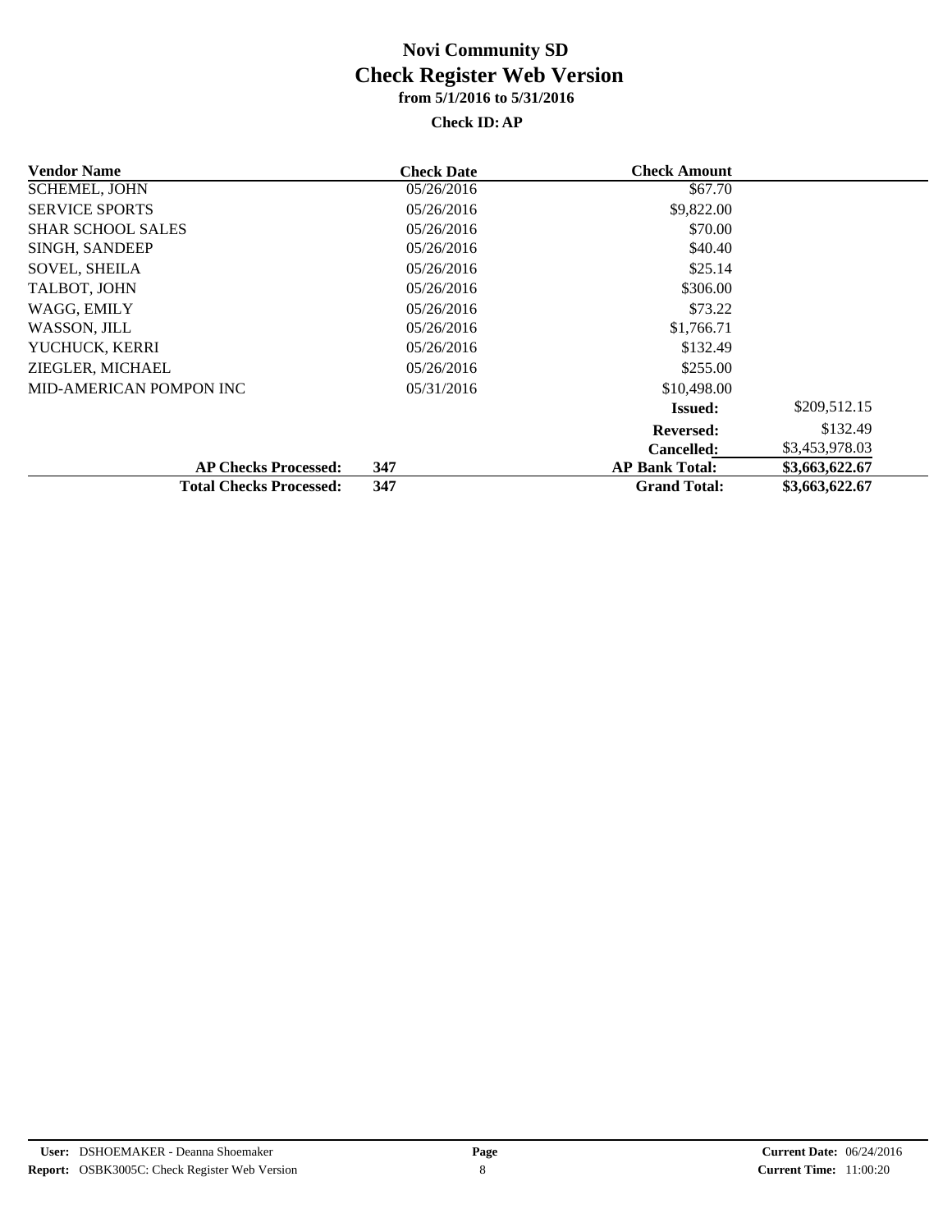# Novi Community SD

## Check Register Web Version

### from 5/1/2016 to 5/31/2016

**Check ID: AP**

| Vendor Name | | Check Date | Check Amount | |
|---|---|---|---|---|
| SCHEMEL, JOHN | | 05/26/2016 | $67.70 | |
| SERVICE SPORTS | | 05/26/2016 | $9,822.00 | |
| SHAR SCHOOL SALES | | 05/26/2016 | $70.00 | |
| SINGH, SANDEEP | | 05/26/2016 | $40.40 | |
| SOVEL, SHEILA | | 05/26/2016 | $25.14 | |
| TALBOT, JOHN | | 05/26/2016 | $306.00 | |
| WAGG, EMILY | | 05/26/2016 | $73.22 | |
| WASSON, JILL | | 05/26/2016 | $1,766.71 | |
| YUCHUCK, KERRI | | 05/26/2016 | $132.49 | |
| ZIEGLER, MICHAEL | | 05/26/2016 | $255.00 | |
| MID-AMERICAN POMPON INC | | 05/31/2016 | $10,498.00 | |
| | | | **Issued:** | $209,512.15 |
| | | | **Reversed:** | $132.49 |
| | | | **Cancelled:** | $3,453,978.03 |
| **AP Checks Processed:** | **347** | | **AP Bank Total:** | **$3,663,622.67** |
| **Total Checks Processed:** | **347** | | **Grand Total:** | **$3,663,622.67** |

**User:** DSHOEMAKER - Deanna Shoemaker
**Report:** OSBK3005C: Check Register Web Version
**Current Date:** 06/24/2016
**Current Time:** 11:00:20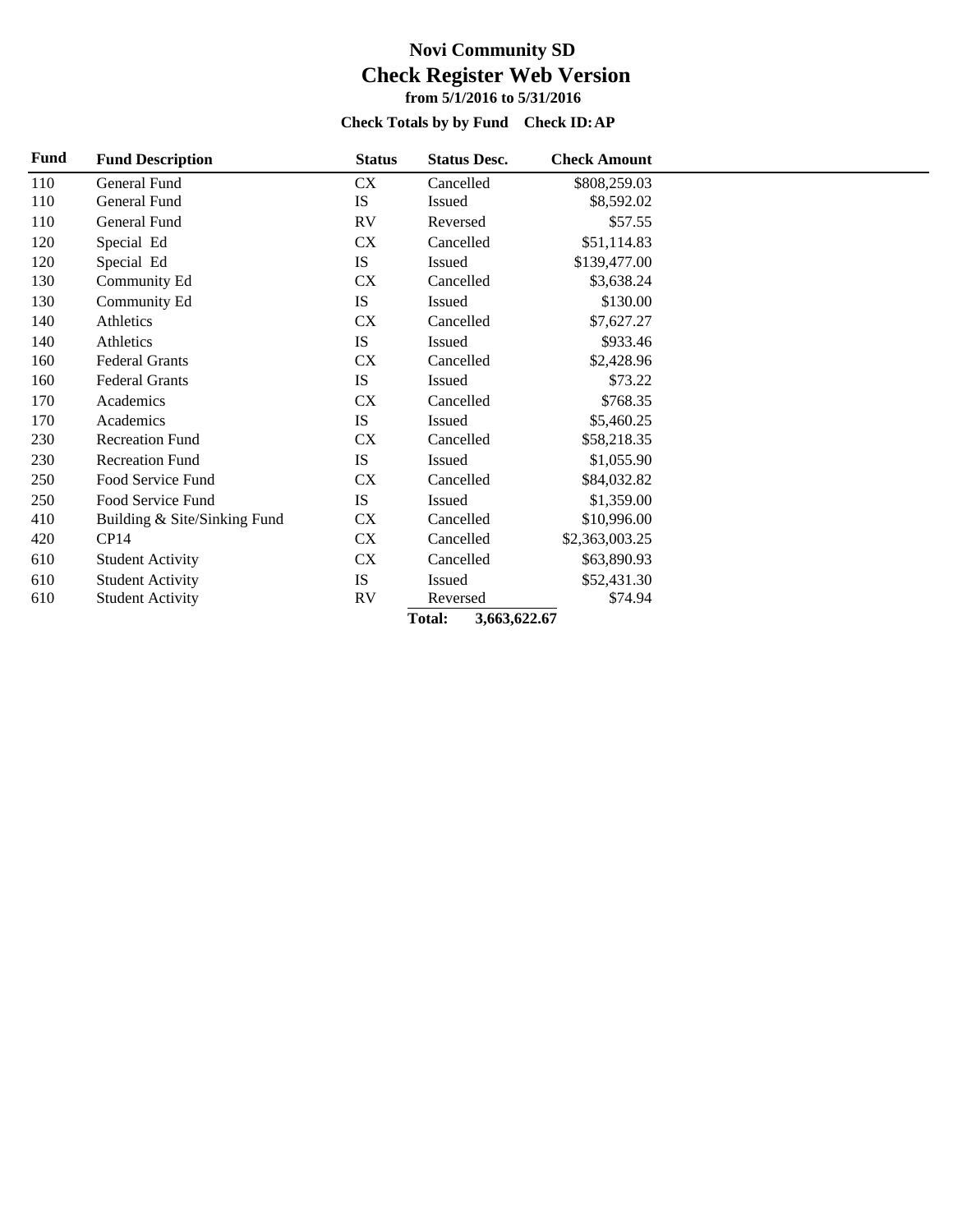# Novi Community SD

## Check Register Web Version

**from 5/1/2016 to 5/31/2016**

**Check Totals by by Fund Check ID: AP**

| Fund | Fund Description | Status | Status Desc. | Check Amount |
|---|---|---|---|---|
| 110 | General Fund | CX | Cancelled | $808,259.03 |
| 110 | General Fund | IS | Issued | $8,592.02 |
| 110 | General Fund | RV | Reversed | $57.55 |
| 120 | Special Ed | CX | Cancelled | $51,114.83 |
| 120 | Special Ed | IS | Issued | $139,477.00 |
| 130 | Community Ed | CX | Cancelled | $3,638.24 |
| 130 | Community Ed | IS | Issued | $130.00 |
| 140 | Athletics | CX | Cancelled | $7,627.27 |
| 140 | Athletics | IS | Issued | $933.46 |
| 160 | Federal Grants | CX | Cancelled | $2,428.96 |
| 160 | Federal Grants | IS | Issued | $73.22 |
| 170 | Academics | CX | Cancelled | $768.35 |
| 170 | Academics | IS | Issued | $5,460.25 |
| 230 | Recreation Fund | CX | Cancelled | $58,218.35 |
| 230 | Recreation Fund | IS | Issued | $1,055.90 |
| 250 | Food Service Fund | CX | Cancelled | $84,032.82 |
| 250 | Food Service Fund | IS | Issued | $1,359.00 |
| 410 | Building & Site/Sinking Fund | CX | Cancelled | $10,996.00 |
| 420 | CP14 | CX | Cancelled | $2,363,003.25 |
| 610 | Student Activity | CX | Cancelled | $63,890.93 |
| 610 | Student Activity | IS | Issued | $52,431.30 |
| 610 | Student Activity | RV | Reversed | $74.94 |
| | | | **Total:** | **3,663,622.67** |